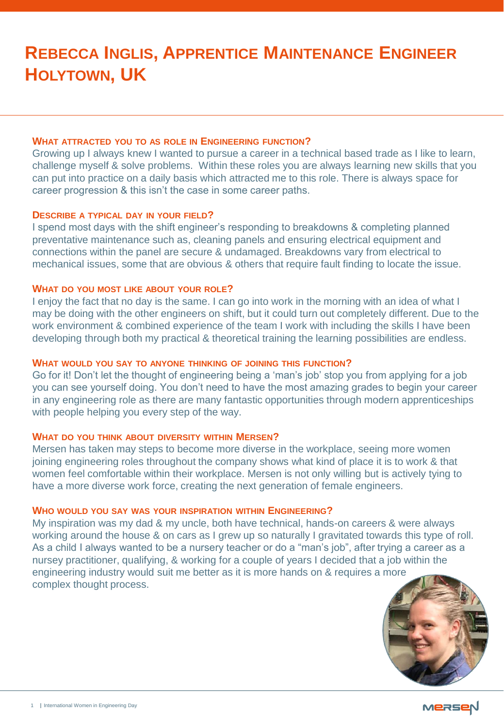# Rebecca Inglis, Apprentice Maintenance Engineer Holytown, UK

### What attracted you to as role in Engineering function?

Growing up I always knew I wanted to pursue a career in a technical based trade as I like to learn, challenge myself & solve problems.  Within these roles you are always learning new skills that you can put into practice on a daily basis which attracted me to this role. There is always space for career progression & this isn't the case in some career paths.

### Describe a typical day in your field?

I spend most days with the shift engineer's responding to breakdowns & completing planned preventative maintenance such as, cleaning panels and ensuring electrical equipment and connections within the panel are secure & undamaged. Breakdowns vary from electrical to mechanical issues, some that are obvious & others that require fault finding to locate the issue.

### What do you most like about your role?

I enjoy the fact that no day is the same. I can go into work in the morning with an idea of what I may be doing with the other engineers on shift, but it could turn out completely different. Due to the work environment & combined experience of the team I work with including the skills I have been developing through both my practical & theoretical training the learning possibilities are endless.

### What would you say to anyone thinking of joining this function?

Go for it! Don't let the thought of engineering being a 'man's job' stop you from applying for a job you can see yourself doing. You don't need to have the most amazing grades to begin your career in any engineering role as there are many fantastic opportunities through modern apprenticeships with people helping you every step of the way.

### What do you think about diversity within Mersen?

Mersen has taken may steps to become more diverse in the workplace, seeing more women joining engineering roles throughout the company shows what kind of place it is to work & that women feel comfortable within their workplace. Mersen is not only willing but is actively tying to have a more diverse work force, creating the next generation of female engineers.

### Who would you say was your inspiration within Engineering?

My inspiration was my dad & my uncle, both have technical, hands-on careers & were always working around the house & on cars as I grew up so naturally I gravitated towards this type of roll. As a child I always wanted to be a nursery teacher or do a "man's job", after trying a career as a nursey practitioner, qualifying, & working for a couple of years I decided that a job within the engineering industry would suit me better as it is more hands on & requires a more complex thought process.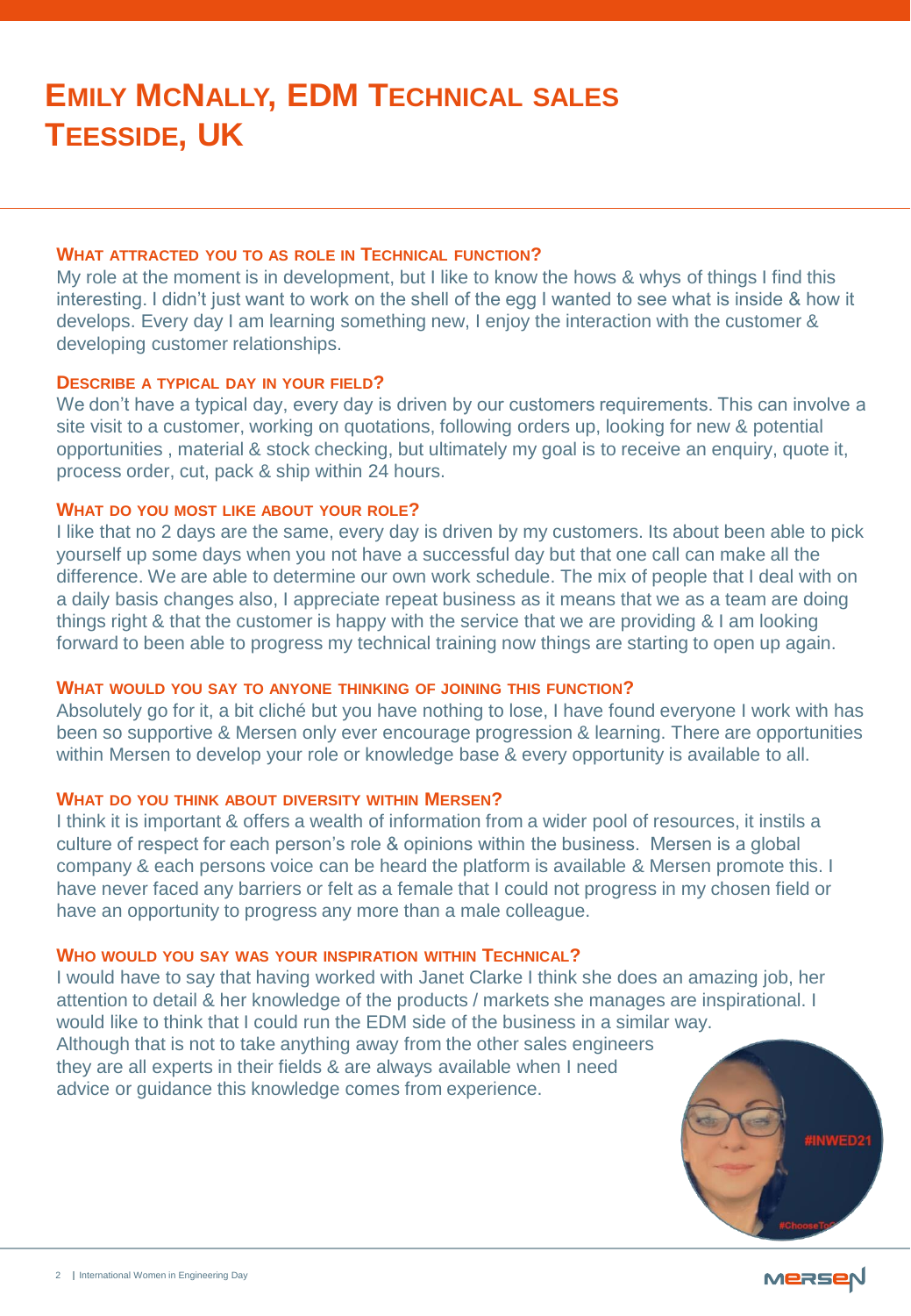# Emily McNally, EDM Technical Sales Teesside, UK

### What attracted you to as role in Technical function?

My role at the moment is in development, but I like to know the hows & whys of things I find this interesting. I didn't just want to work on the shell of the egg I wanted to see what is inside & how it develops. Every day I am learning something new, I enjoy the interaction with the customer & developing customer relationships.

### Describe a typical day in your field?

We don't have a typical day, every day is driven by our customers requirements. This can involve a site visit to a customer, working on quotations, following orders up, looking for new & potential opportunities , material & stock checking, but ultimately my goal is to receive an enquiry, quote it, process order, cut, pack & ship within 24 hours.

### What do you most like about your role?

I like that no 2 days are the same, every day is driven by my customers. Its about been able to pick yourself up some days when you not have a successful day but that one call can make all the difference. We are able to determine our own work schedule. The mix of people that I deal with on a daily basis changes also, I appreciate repeat business as it means that we as a team are doing things right & that the customer is happy with the service that we are providing & I am looking forward to been able to progress my technical training now things are starting to open up again.

### What would you say to anyone thinking of joining this function?

Absolutely go for it, a bit cliché but you have nothing to lose, I have found everyone I work with has been so supportive & Mersen only ever encourage progression & learning. There are opportunities within Mersen to develop your role or knowledge base & every opportunity is available to all.

### What do you think about diversity within Mersen?

I think it is important & offers a wealth of information from a wider pool of resources, it instils a culture of respect for each person's role & opinions within the business. Mersen is a global company & each persons voice can be heard the platform is available & Mersen promote this. I have never faced any barriers or felt as a female that I could not progress in my chosen field or have an opportunity to progress any more than a male colleague.

### Who would you say was your inspiration within Technical?

I would have to say that having worked with Janet Clarke I think she does an amazing job, her attention to detail & her knowledge of the products / markets she manages are inspirational. I would like to think that I could run the EDM side of the business in a similar way. Although that is not to take anything away from the other sales engineers they are all experts in their fields & are always available when I need advice or guidance this knowledge comes from experience.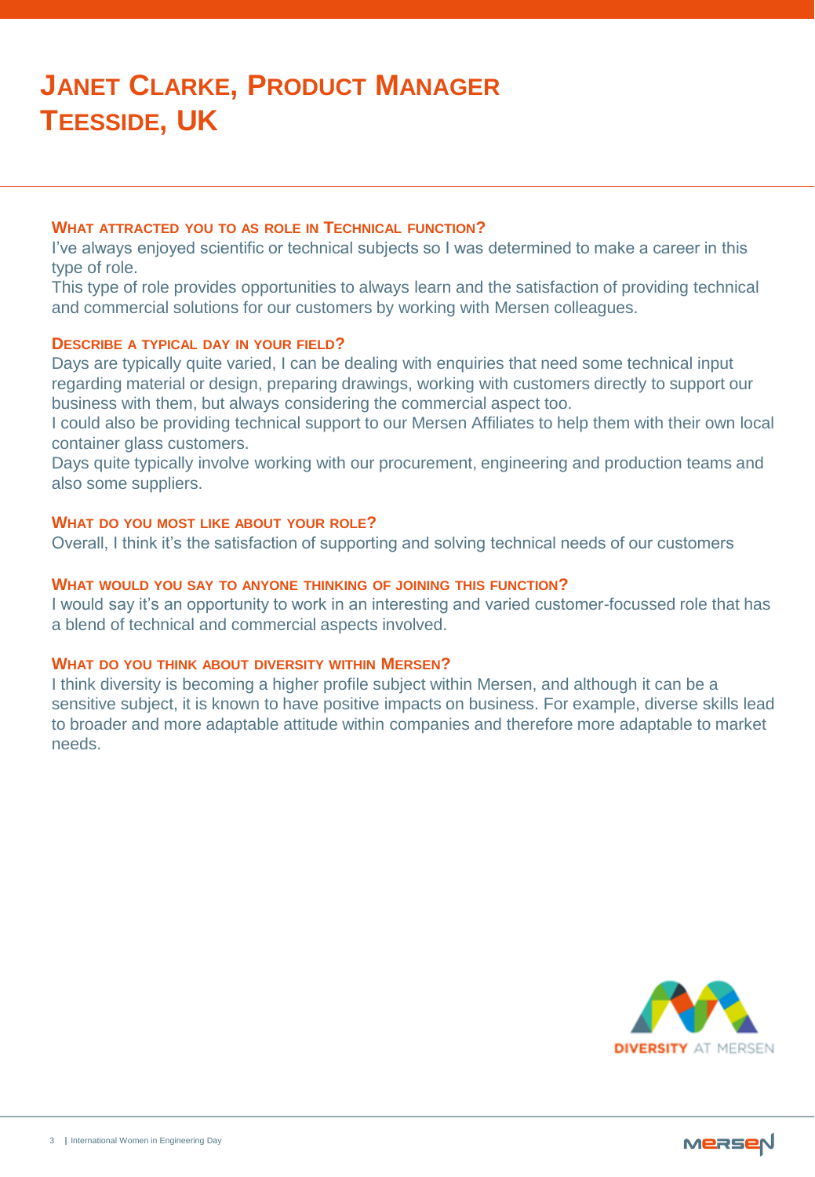# Janet Clarke, Product Manager
# Teesside, UK

### What attracted you to as role in Technical function?

I've always enjoyed scientific or technical subjects so I was determined to make a career in this type of role.

This type of role provides opportunities to always learn and the satisfaction of providing technical and commercial solutions for our customers by working with Mersen colleagues.

### Describe a typical day in your field?

Days are typically quite varied, I can be dealing with enquiries that need some technical input regarding material or design, preparing drawings, working with customers directly to support our business with them, but always considering the commercial aspect too.

I could also be providing technical support to our Mersen Affiliates to help them with their own local container glass customers.

Days quite typically involve working with our procurement, engineering and production teams and also some suppliers.

### What do you most like about your role?

Overall, I think it's the satisfaction of supporting and solving technical needs of our customers

### What would you say to anyone thinking of joining this function?

I would say it's an opportunity to work in an interesting and varied customer-focussed role that has a blend of technical and commercial aspects involved.

### What do you think about diversity within Mersen?

I think diversity is becoming a higher profile subject within Mersen, and although it can be a sensitive subject, it is known to have positive impacts on business. For example, diverse skills lead to broader and more adaptable attitude within companies and therefore more adaptable to market needs.

DIVERSITY AT MERSEN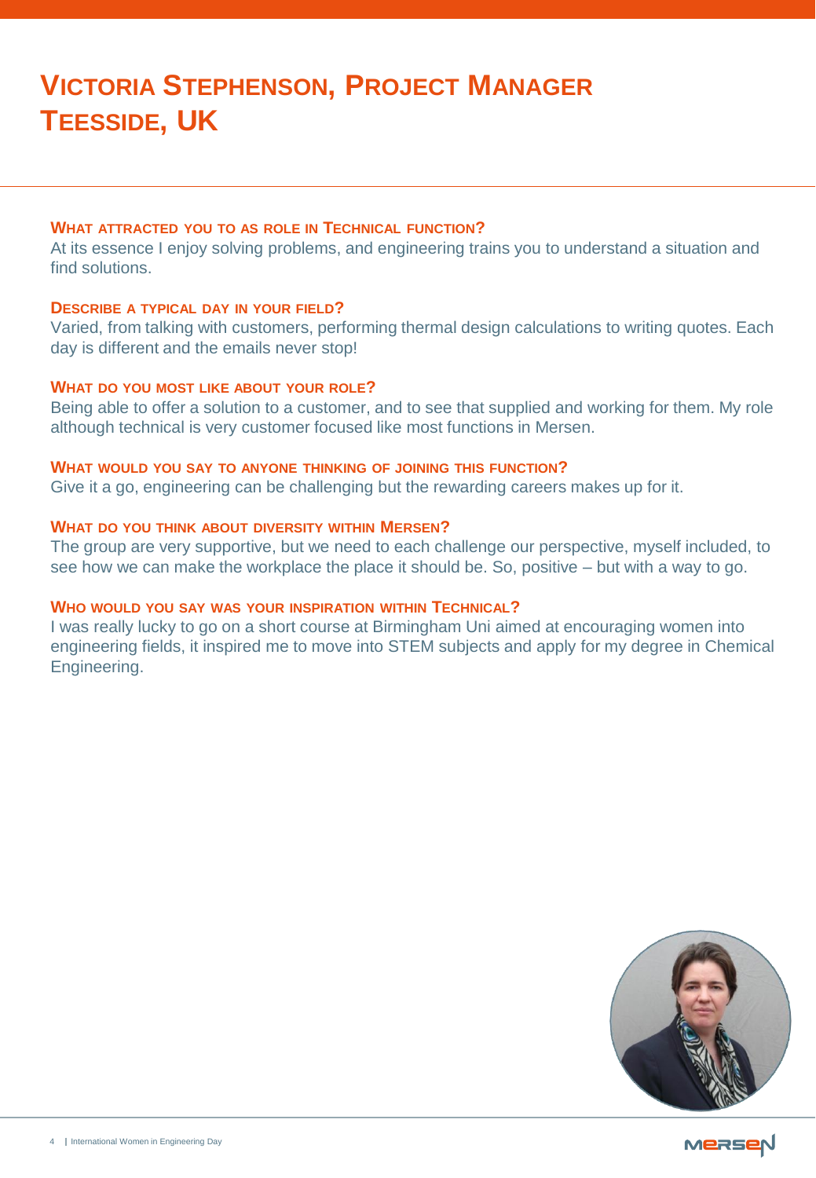# Victoria Stephenson, Project Manager Teesside, UK

### What attracted you to as role in Technical function?

At its essence I enjoy solving problems, and engineering trains you to understand a situation and find solutions.

### Describe a typical day in your field?

Varied, from talking with customers, performing thermal design calculations to writing quotes. Each day is different and the emails never stop!

### What do you most like about your role?

Being able to offer a solution to a customer, and to see that supplied and working for them. My role although technical is very customer focused like most functions in Mersen.

### What would you say to anyone thinking of joining this function?

Give it a go, engineering can be challenging but the rewarding careers makes up for it.

### What do you think about diversity within Mersen?

The group are very supportive, but we need to each challenge our perspective, myself included, to see how we can make the workplace the place it should be. So, positive – but with a way to go.

### Who would you say was your inspiration within Technical?

I was really lucky to go on a short course at Birmingham Uni aimed at encouraging women into engineering fields, it inspired me to move into STEM subjects and apply for my degree in Chemical Engineering.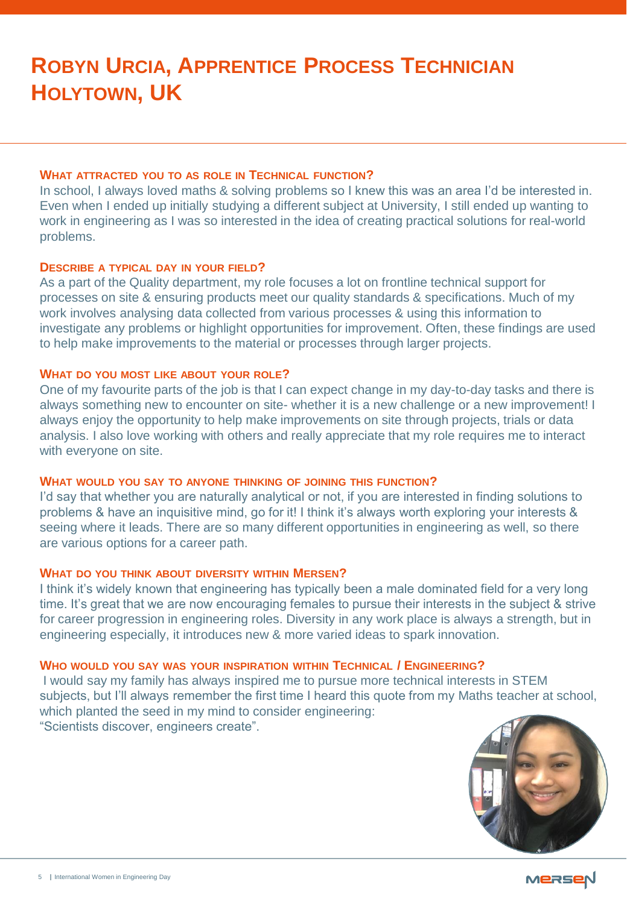# Robyn Urcia, Apprentice Process Technician Holytown, UK

### What attracted you to as role in Technical function?

In school, I always loved maths & solving problems so I knew this was an area I'd be interested in. Even when I ended up initially studying a different subject at University, I still ended up wanting to work in engineering as I was so interested in the idea of creating practical solutions for real-world problems.

### Describe a typical day in your field?

As a part of the Quality department, my role focuses a lot on frontline technical support for processes on site & ensuring products meet our quality standards & specifications. Much of my work involves analysing data collected from various processes & using this information to investigate any problems or highlight opportunities for improvement. Often, these findings are used to help make improvements to the material or processes through larger projects.

### What do you most like about your role?

One of my favourite parts of the job is that I can expect change in my day-to-day tasks and there is always something new to encounter on site- whether it is a new challenge or a new improvement! I always enjoy the opportunity to help make improvements on site through projects, trials or data analysis. I also love working with others and really appreciate that my role requires me to interact with everyone on site.

### What would you say to anyone thinking of joining this function?

I'd say that whether you are naturally analytical or not, if you are interested in finding solutions to problems & have an inquisitive mind, go for it! I think it's always worth exploring your interests & seeing where it leads. There are so many different opportunities in engineering as well, so there are various options for a career path.

### What do you think about diversity within Mersen?

I think it's widely known that engineering has typically been a male dominated field for a very long time. It's great that we are now encouraging females to pursue their interests in the subject & strive for career progression in engineering roles. Diversity in any work place is always a strength, but in engineering especially, it introduces new & more varied ideas to spark innovation.

### Who would you say was your inspiration within Technical / Engineering?

I would say my family has always inspired me to pursue more technical interests in STEM subjects, but I'll always remember the first time I heard this quote from my Maths teacher at school, which planted the seed in my mind to consider engineering:
"Scientists discover, engineers create".